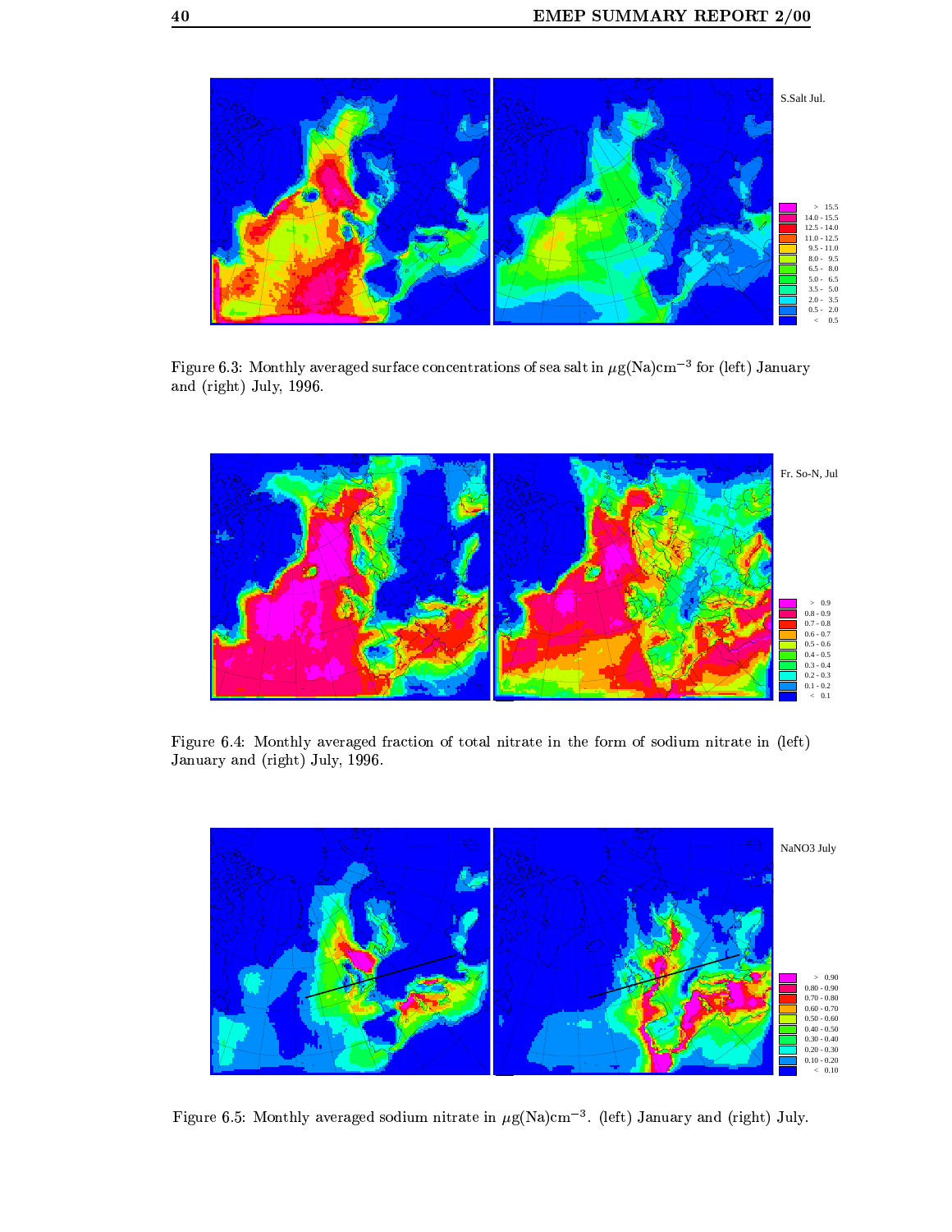Figure 6.3: Monthly averaged surface concentrations of sea salt in $\mu g(Na)cm^{-3}$ for (left) January and (right) July, 1996.

Figure 6.4: Monthly averaged fraction of total nitrate in the form of sodium nitrate in (left) January and (right) July, 1996.

Figure 6.5: Monthly averaged sodium nitrate in $\mu g(Na)cm^{-3}$. (left) January and (right) July.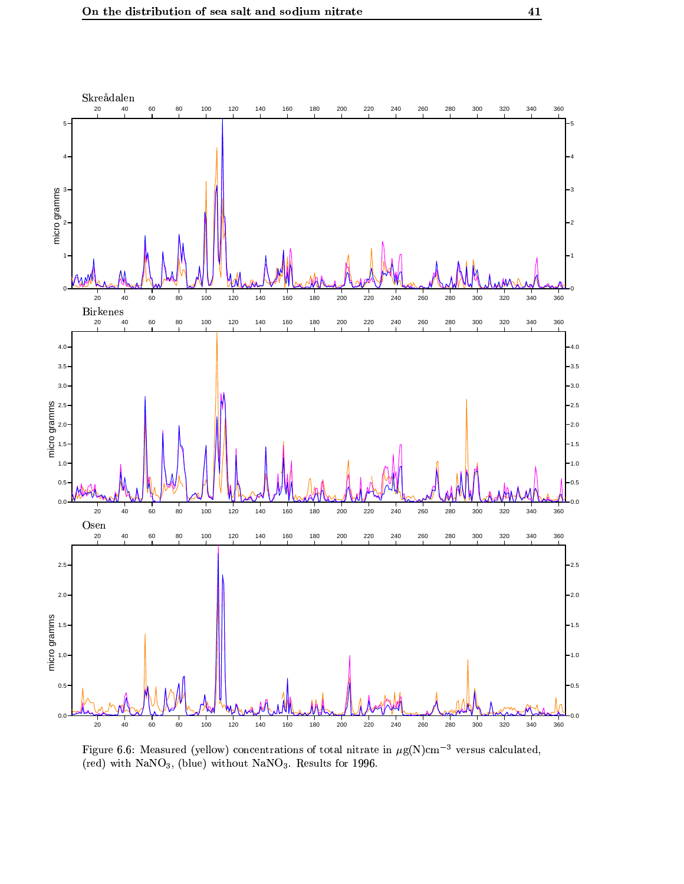Figure 6.6: Measured (yellow) concentrations of total nitrate in $\mu g(N)cm^{-3}$ versus calculated, (red) with $NaNO_3$, (blue) without $NaNO_3$. Results for 1996.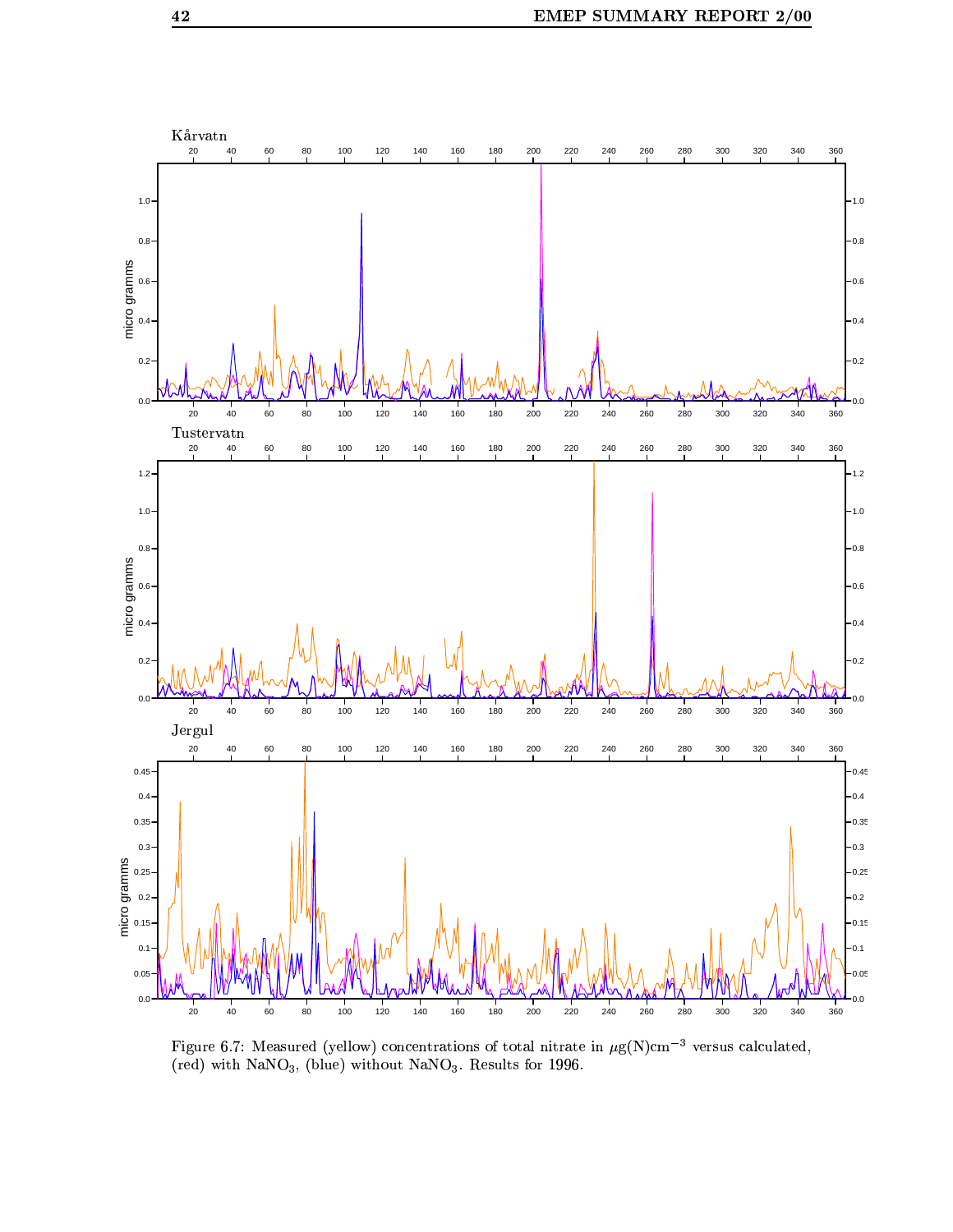Kårvatn

micro gramms

Tustervatn

micro gramms

Jergul

micro gramms

Figure 6.7: Measured (yellow) concentrations of total nitrate in $\mu$g(N)cm$^{-3}$ versus calculated, (red) with $NaNO_3$, (blue) without $NaNO_3$. Results for 1996.